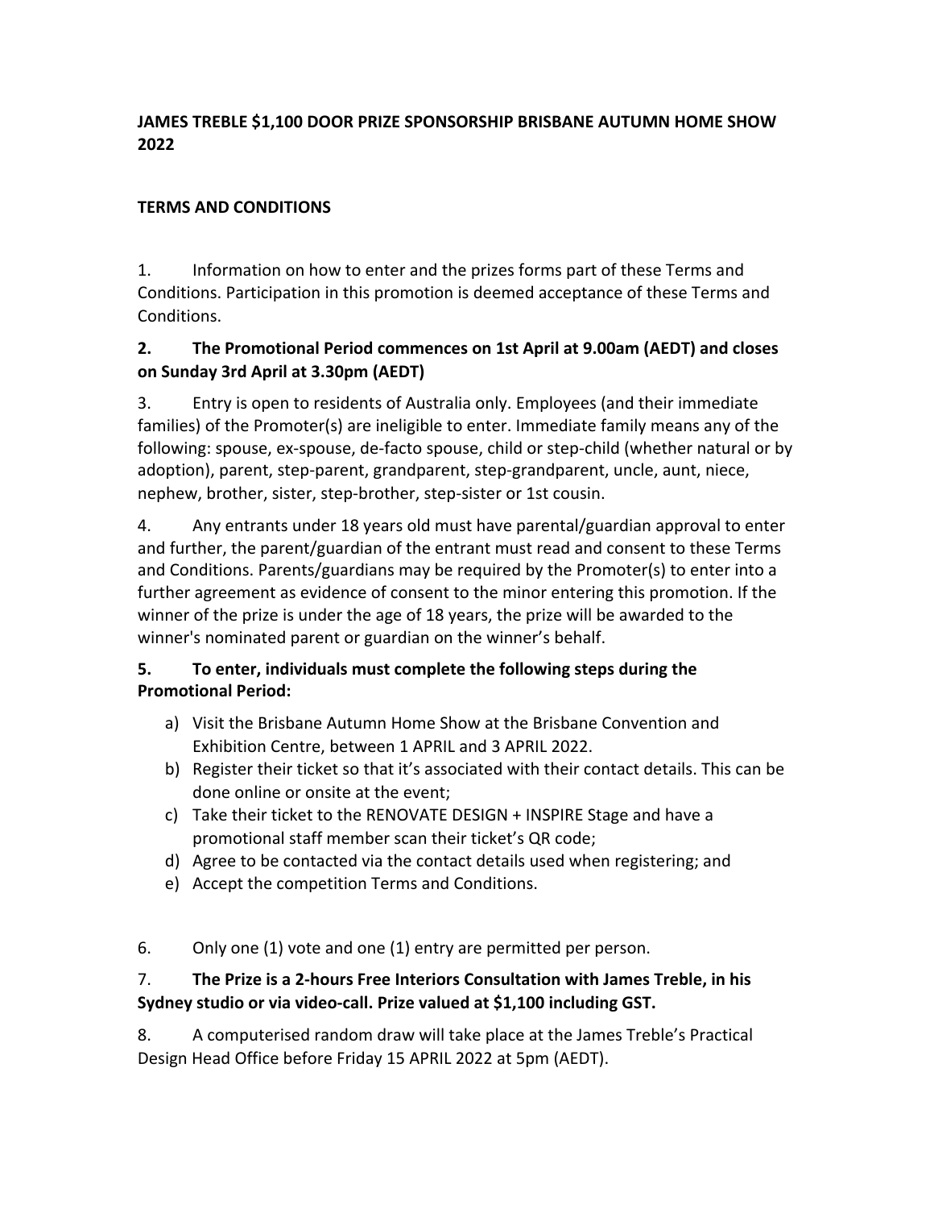**JAMES TREBLE $1,100 DOOR PRIZE SPONSORSHIP BRISBANE AUTUMN HOME SHOW 2022**

**TERMS AND CONDITIONS**

1. Information on how to enter and the prizes forms part of these Terms and Conditions. Participation in this promotion is deemed acceptance of these Terms and Conditions.

**2. The Promotional Period commences on 1st April at 9.00am (AEDT) and closes on Sunday 3rd April at 3.30pm (AEDT)**

3. Entry is open to residents of Australia only. Employees (and their immediate families) of the Promoter(s) are ineligible to enter. Immediate family means any of the following: spouse, ex-spouse, de-facto spouse, child or step-child (whether natural or by adoption), parent, step-parent, grandparent, step-grandparent, uncle, aunt, niece, nephew, brother, sister, step-brother, step-sister or 1st cousin.

4. Any entrants under 18 years old must have parental/guardian approval to enter and further, the parent/guardian of the entrant must read and consent to these Terms and Conditions. Parents/guardians may be required by the Promoter(s) to enter into a further agreement as evidence of consent to the minor entering this promotion. If the winner of the prize is under the age of 18 years, the prize will be awarded to the winner's nominated parent or guardian on the winner's behalf.

**5. To enter, individuals must complete the following steps during the Promotional Period:**

a) Visit the Brisbane Autumn Home Show at the Brisbane Convention and Exhibition Centre, between 1 APRIL and 3 APRIL 2022.
b) Register their ticket so that it's associated with their contact details. This can be done online or onsite at the event;
c) Take their ticket to the RENOVATE DESIGN + INSPIRE Stage and have a promotional staff member scan their ticket's QR code;
d) Agree to be contacted via the contact details used when registering; and
e) Accept the competition Terms and Conditions.

6. Only one (1) vote and one (1) entry are permitted per person.

7. **The Prize is a 2-hours Free Interiors Consultation with James Treble, in his Sydney studio or via video-call. Prize valued at $1,100 including GST.**

8. A computerised random draw will take place at the James Treble's Practical Design Head Office before Friday 15 APRIL 2022 at 5pm (AEDT).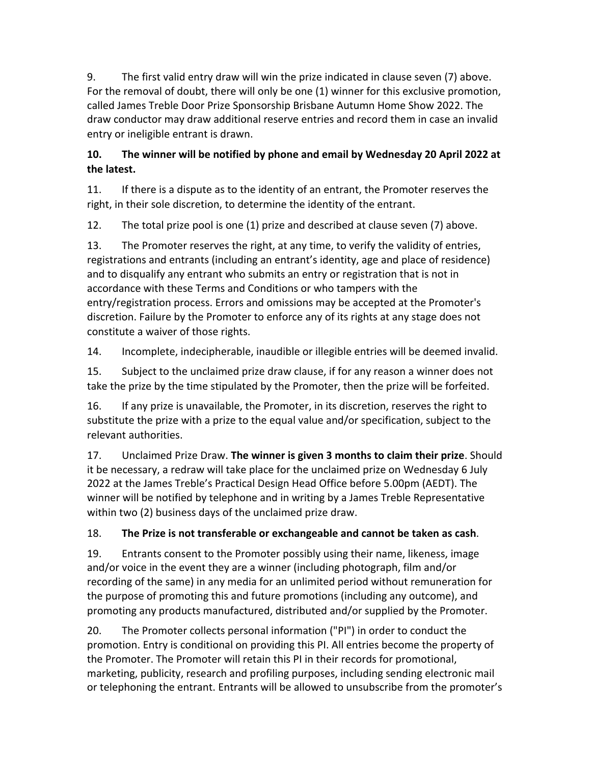9. The first valid entry draw will win the prize indicated in clause seven (7) above. For the removal of doubt, there will only be one (1) winner for this exclusive promotion, called James Treble Door Prize Sponsorship Brisbane Autumn Home Show 2022. The draw conductor may draw additional reserve entries and record them in case an invalid entry or ineligible entrant is drawn.

**10. The winner will be notified by phone and email by Wednesday 20 April 2022 at the latest.**

11. If there is a dispute as to the identity of an entrant, the Promoter reserves the right, in their sole discretion, to determine the identity of the entrant.

12. The total prize pool is one (1) prize and described at clause seven (7) above.

13. The Promoter reserves the right, at any time, to verify the validity of entries, registrations and entrants (including an entrant's identity, age and place of residence) and to disqualify any entrant who submits an entry or registration that is not in accordance with these Terms and Conditions or who tampers with the entry/registration process. Errors and omissions may be accepted at the Promoter's discretion. Failure by the Promoter to enforce any of its rights at any stage does not constitute a waiver of those rights.

14. Incomplete, indecipherable, inaudible or illegible entries will be deemed invalid.

15. Subject to the unclaimed prize draw clause, if for any reason a winner does not take the prize by the time stipulated by the Promoter, then the prize will be forfeited.

16. If any prize is unavailable, the Promoter, in its discretion, reserves the right to substitute the prize with a prize to the equal value and/or specification, subject to the relevant authorities.

17. Unclaimed Prize Draw. **The winner is given 3 months to claim their prize**. Should it be necessary, a redraw will take place for the unclaimed prize on Wednesday 6 July 2022 at the James Treble's Practical Design Head Office before 5.00pm (AEDT). The winner will be notified by telephone and in writing by a James Treble Representative within two (2) business days of the unclaimed prize draw.

18. **The Prize is not transferable or exchangeable and cannot be taken as cash**.

19. Entrants consent to the Promoter possibly using their name, likeness, image and/or voice in the event they are a winner (including photograph, film and/or recording of the same) in any media for an unlimited period without remuneration for the purpose of promoting this and future promotions (including any outcome), and promoting any products manufactured, distributed and/or supplied by the Promoter.

20. The Promoter collects personal information ("PI") in order to conduct the promotion. Entry is conditional on providing this PI. All entries become the property of the Promoter. The Promoter will retain this PI in their records for promotional, marketing, publicity, research and profiling purposes, including sending electronic mail or telephoning the entrant. Entrants will be allowed to unsubscribe from the promoter's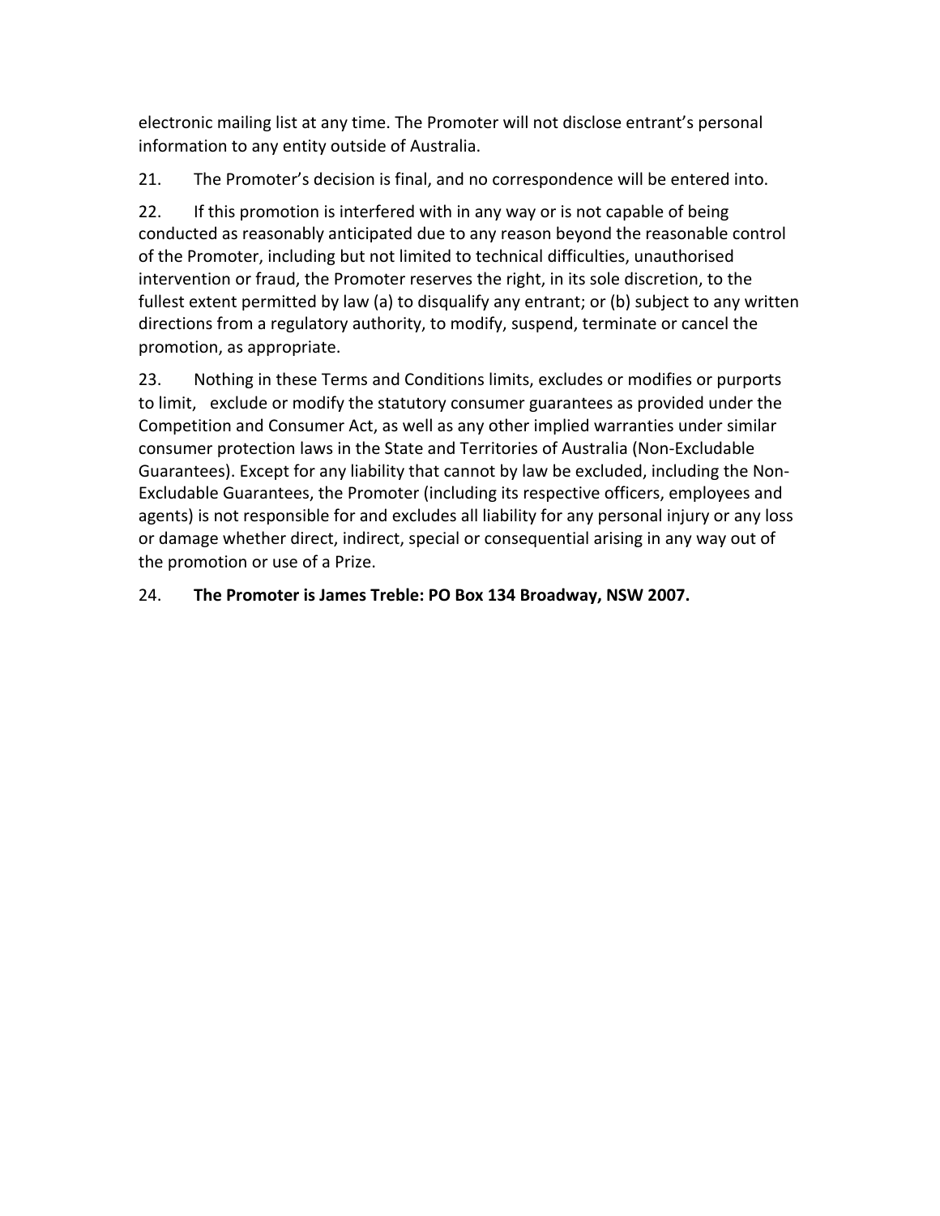electronic mailing list at any time. The Promoter will not disclose entrant's personal information to any entity outside of Australia.

21. The Promoter's decision is final, and no correspondence will be entered into.

22. If this promotion is interfered with in any way or is not capable of being conducted as reasonably anticipated due to any reason beyond the reasonable control of the Promoter, including but not limited to technical difficulties, unauthorised intervention or fraud, the Promoter reserves the right, in its sole discretion, to the fullest extent permitted by law (a) to disqualify any entrant; or (b) subject to any written directions from a regulatory authority, to modify, suspend, terminate or cancel the promotion, as appropriate.

23. Nothing in these Terms and Conditions limits, excludes or modifies or purports to limit, exclude or modify the statutory consumer guarantees as provided under the Competition and Consumer Act, as well as any other implied warranties under similar consumer protection laws in the State and Territories of Australia (Non-Excludable Guarantees). Except for any liability that cannot by law be excluded, including the Non-Excludable Guarantees, the Promoter (including its respective officers, employees and agents) is not responsible for and excludes all liability for any personal injury or any loss or damage whether direct, indirect, special or consequential arising in any way out of the promotion or use of a Prize.

24. **The Promoter is James Treble: PO Box 134 Broadway, NSW 2007.**